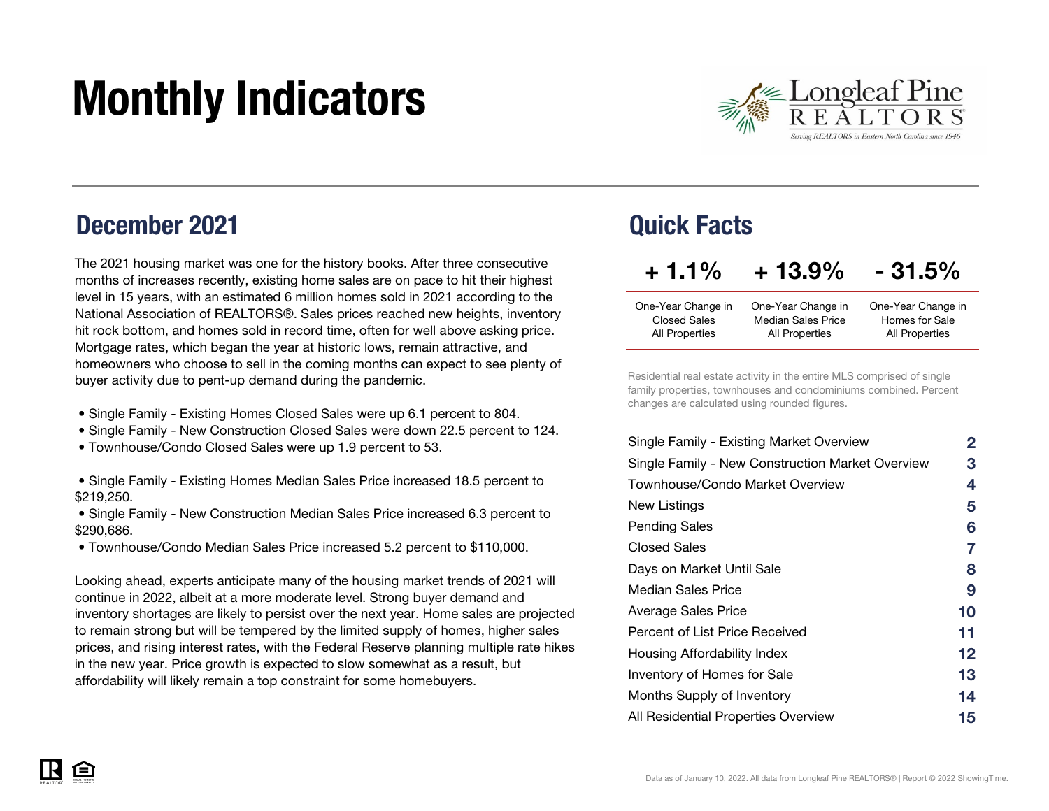# Monthly Indicators

## December 2021

The 2021 housing market was one for the history books. After three consecutive months of increases recently, existing home sales are on pace to hit their highest level in 15 years, with an estimated 6 million homes sold in 2021 according to the National Association of REALTORS®. Sales prices reached new heights, inventory hit rock bottom, and homes sold in record time, often for well above asking price. Mortgage rates, which began the year at historic lows, remain attractive, and homeowners who choose to sell in the coming months can expect to see plenty of buyer activity due to pent-up demand during the pandemic.

- Single Family - Existing Homes Closed Sales were up 6.1 percent to 804.
- Single Family - New Construction Closed Sales were down 22.5 percent to 124.
- Townhouse/Condo Closed Sales were up 1.9 percent to 53.

- Single Family - Existing Homes Median Sales Price increased 18.5 percent to $219,250.
- Single Family - New Construction Median Sales Price increased 6.3 percent to $290,686.
- Townhouse/Condo Median Sales Price increased 5.2 percent to $110,000.

Looking ahead, experts anticipate many of the housing market trends of 2021 will continue in 2022, albeit at a more moderate level. Strong buyer demand and inventory shortages are likely to persist over the next year. Home sales are projected to remain strong but will be tempered by the limited supply of homes, higher sales prices, and rising interest rates, with the Federal Reserve planning multiple rate hikes in the new year. Price growth is expected to slow somewhat as a result, but affordability will likely remain a top constraint for some homebuyers.

## Quick Facts

| + 1.1% | + 13.9% | - 31.5% |
|---|---|---|
| One-Year Change in Closed Sales All Properties | One-Year Change in Median Sales Price All Properties | One-Year Change in Homes for Sale All Properties |

Residential real estate activity in the entire MLS comprised of single family properties, townhouses and condominiums combined. Percent changes are calculated using rounded figures.

| | |
|---|---|
| Single Family - Existing Market Overview | 2 |
| Single Family - New Construction Market Overview | 3 |
| Townhouse/Condo Market Overview | 4 |
| New Listings | 5 |
| Pending Sales | 6 |
| Closed Sales | 7 |
| Days on Market Until Sale | 8 |
| Median Sales Price | 9 |
| Average Sales Price | 10 |
| Percent of List Price Received | 11 |
| Housing Affordability Index | 12 |
| Inventory of Homes for Sale | 13 |
| Months Supply of Inventory | 14 |
| All Residential Properties Overview | 15 |

Data as of January 10, 2022. All data from Longleaf Pine REALTORS® | Report © 2022 ShowingTime.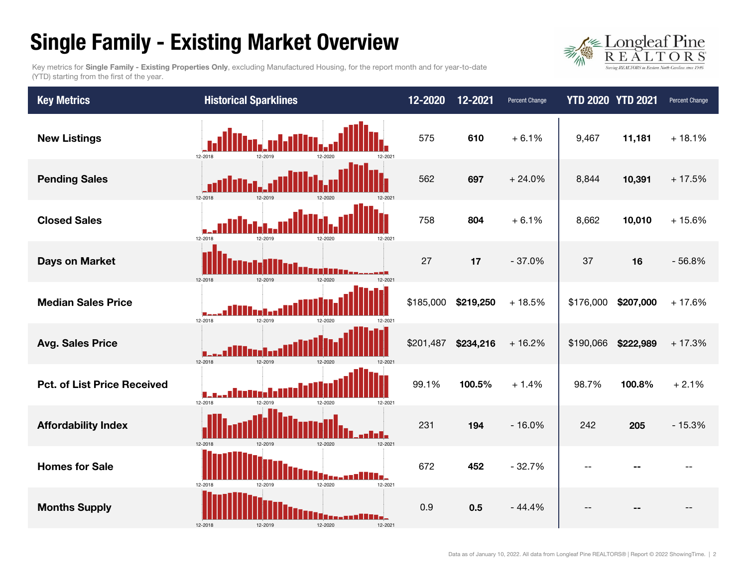# Single Family - Existing Market Overview

Key metrics for **Single Family - Existing Properties Only**, excluding Manufactured Housing, for the report month and for year-to-date (YTD) starting from the first of the year.

| Key Metrics | Historical Sparklines | 12-2020 | 12-2021 | Percent Change | YTD 2020 | YTD 2021 | Percent Change |
|---|---|---|---|---|---|---|---|
| New Listings | 12-2018 12-2019 12-2020 12-2021 | 575 | **610** | + 6.1% | 9,467 | **11,181** | + 18.1% |
| Pending Sales | 12-2018 12-2019 12-2020 12-2021 | 562 | **697** | + 24.0% | 8,844 | **10,391** | + 17.5% |
| Closed Sales | 12-2018 12-2019 12-2020 12-2021 | 758 | **804** | + 6.1% | 8,662 | **10,010** | + 15.6% |
| Days on Market | 12-2018 12-2019 12-2020 12-2021 | 27 | **17** | - 37.0% | 37 | **16** | - 56.8% |
| Median Sales Price | 12-2018 12-2019 12-2020 12-2021 | $185,000 | **$219,250** | + 18.5% | $176,000 | **$207,000** | + 17.6% |
| Avg. Sales Price | 12-2018 12-2019 12-2020 12-2021 | $201,487 | **$234,216** | + 16.2% | $190,066 | **$222,989** | + 17.3% |
| Pct. of List Price Received | 12-2018 12-2019 12-2020 12-2021 | 99.1% | **100.5%** | + 1.4% | 98.7% | **100.8%** | + 2.1% |
| Affordability Index | 12-2018 12-2019 12-2020 12-2021 | 231 | **194** | - 16.0% | 242 | **205** | - 15.3% |
| Homes for Sale | 12-2018 12-2019 12-2020 12-2021 | 672 | **452** | - 32.7% | -- | **--** | -- |
| Months Supply | 12-2018 12-2019 12-2020 12-2021 | 0.9 | **0.5** | - 44.4% | -- | **--** | -- |

Data as of January 10, 2022. All data from Longleaf Pine REALTORS® | Report © 2022 ShowingTime.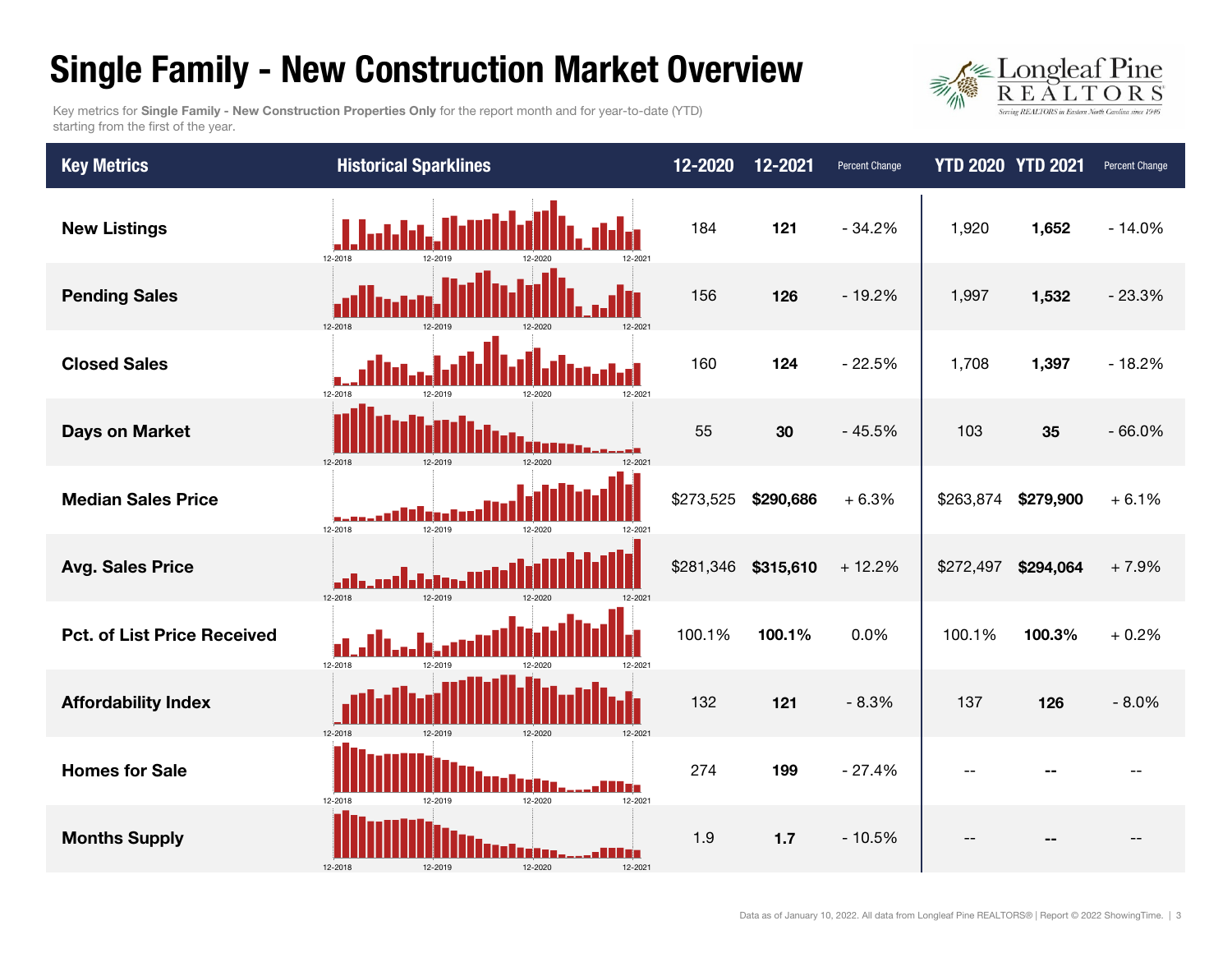# Single Family - New Construction Market Overview

Key metrics for **Single Family - New Construction Properties Only** for the report month and for year-to-date (YTD) starting from the first of the year.

| Key Metrics | Historical Sparklines | 12-2020 | 12-2021 | Percent Change | YTD 2020 | YTD 2021 | Percent Change |
|---|---|---|---|---|---|---|---|
| **New Listings** | 12-2018 12-2019 12-2020 12-2021 | 184 | **121** | - 34.2% | 1,920 | **1,652** | - 14.0% |
| **Pending Sales** | 12-2018 12-2019 12-2020 12-2021 | 156 | **126** | - 19.2% | 1,997 | **1,532** | - 23.3% |
| **Closed Sales** | 12-2018 12-2019 12-2020 12-2021 | 160 | **124** | - 22.5% | 1,708 | **1,397** | - 18.2% |
| **Days on Market** | 12-2018 12-2019 12-2020 12-2021 | 55 | **30** | - 45.5% | 103 | **35** | - 66.0% |
| **Median Sales Price** | 12-2018 12-2019 12-2020 12-2021 | $273,525 | **$290,686** | + 6.3% | $263,874 | **$279,900** | + 6.1% |
| **Avg. Sales Price** | 12-2018 12-2019 12-2020 12-2021 | $281,346 | **$315,610** | + 12.2% | $272,497 | **$294,064** | + 7.9% |
| **Pct. of List Price Received** | 12-2018 12-2019 12-2020 12-2021 | 100.1% | **100.1%** | 0.0% | 100.1% | **100.3%** | + 0.2% |
| **Affordability Index** | 12-2018 12-2019 12-2020 12-2021 | 132 | **121** | - 8.3% | 137 | **126** | - 8.0% |
| **Homes for Sale** | 12-2018 12-2019 12-2020 12-2021 | 274 | **199** | - 27.4% | -- | **--** | -- |
| **Months Supply** | 12-2018 12-2019 12-2020 12-2021 | 1.9 | **1.7** | - 10.5% | -- | **--** | -- |

Data as of January 10, 2022. All data from Longleaf Pine REALTORS® | Report © 2022 ShowingTime.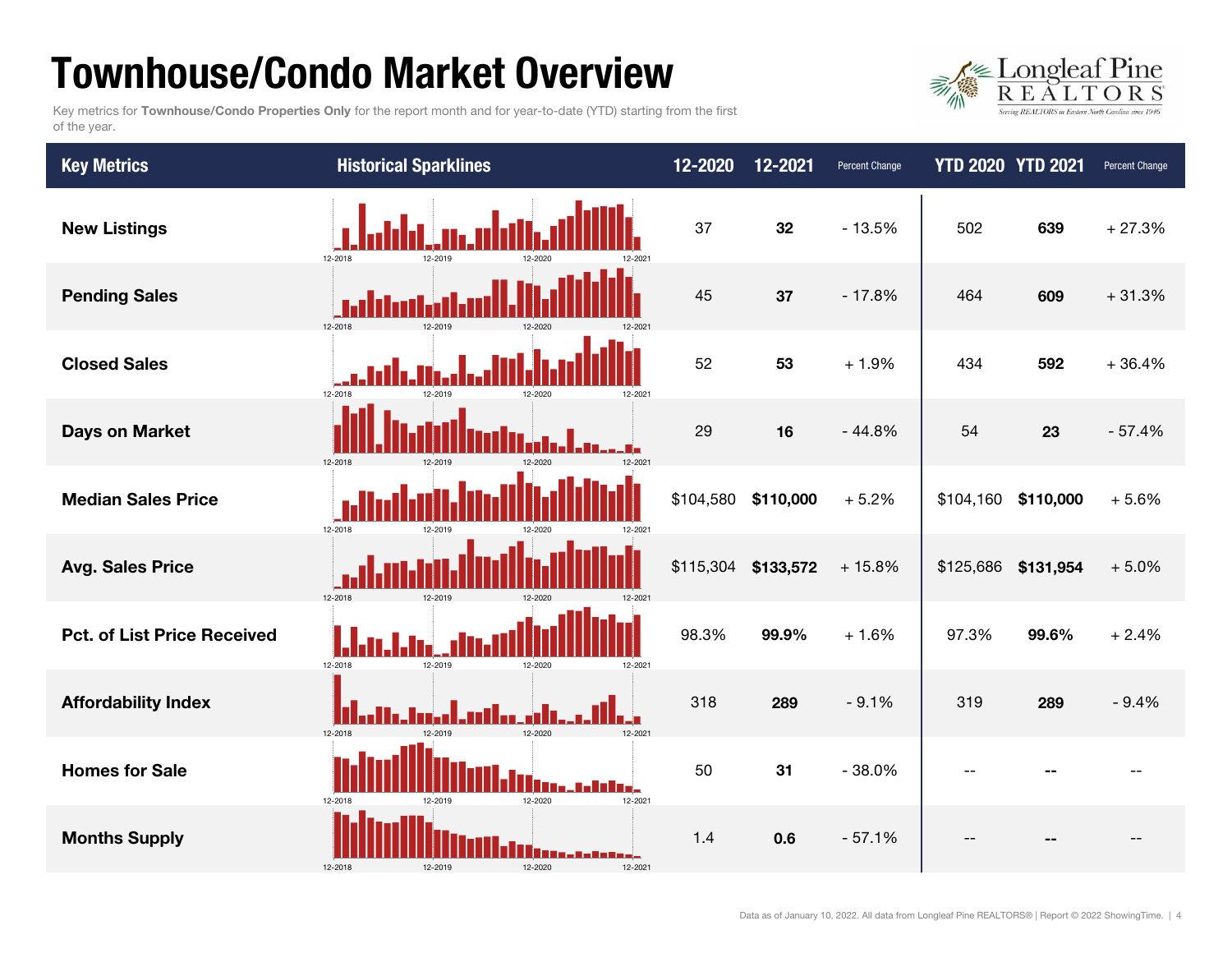# Townhouse/Condo Market Overview

Key metrics for **Townhouse/Condo Properties Only** for the report month and for year-to-date (YTD) starting from the first of the year.

| Key Metrics | Historical Sparklines | 12-2020 | 12-2021 | Percent Change | YTD 2020 | YTD 2021 | Percent Change |
|---|---|---|---|---|---|---|---|
| **New Listings** | 12-2018 12-2019 12-2020 12-2021 | 37 | **32** | - 13.5% | 502 | **639** | + 27.3% |
| **Pending Sales** | 12-2018 12-2019 12-2020 12-2021 | 45 | **37** | - 17.8% | 464 | **609** | + 31.3% |
| **Closed Sales** | 12-2018 12-2019 12-2020 12-2021 | 52 | **53** | + 1.9% | 434 | **592** | + 36.4% |
| **Days on Market** | 12-2018 12-2019 12-2020 12-2021 | 29 | **16** | - 44.8% | 54 | **23** | - 57.4% |
| **Median Sales Price** | 12-2018 12-2019 12-2020 12-2021 | $104,580 | **$110,000** | + 5.2% | $104,160 | **$110,000** | + 5.6% |
| **Avg. Sales Price** | 12-2018 12-2019 12-2020 12-2021 | $115,304 | **$133,572** | + 15.8% | $125,686 | **$131,954** | + 5.0% |
| **Pct. of List Price Received** | 12-2018 12-2019 12-2020 12-2021 | 98.3% | **99.9%** | + 1.6% | 97.3% | **99.6%** | + 2.4% |
| **Affordability Index** | 12-2018 12-2019 12-2020 12-2021 | 318 | **289** | - 9.1% | 319 | **289** | - 9.4% |
| **Homes for Sale** | 12-2018 12-2019 12-2020 12-2021 | 50 | **31** | - 38.0% | -- | **--** | -- |
| **Months Supply** | 12-2018 12-2019 12-2020 12-2021 | 1.4 | **0.6** | - 57.1% | -- | **--** | -- |

Data as of January 10, 2022. All data from Longleaf Pine REALTORS® | Report © 2022 ShowingTime.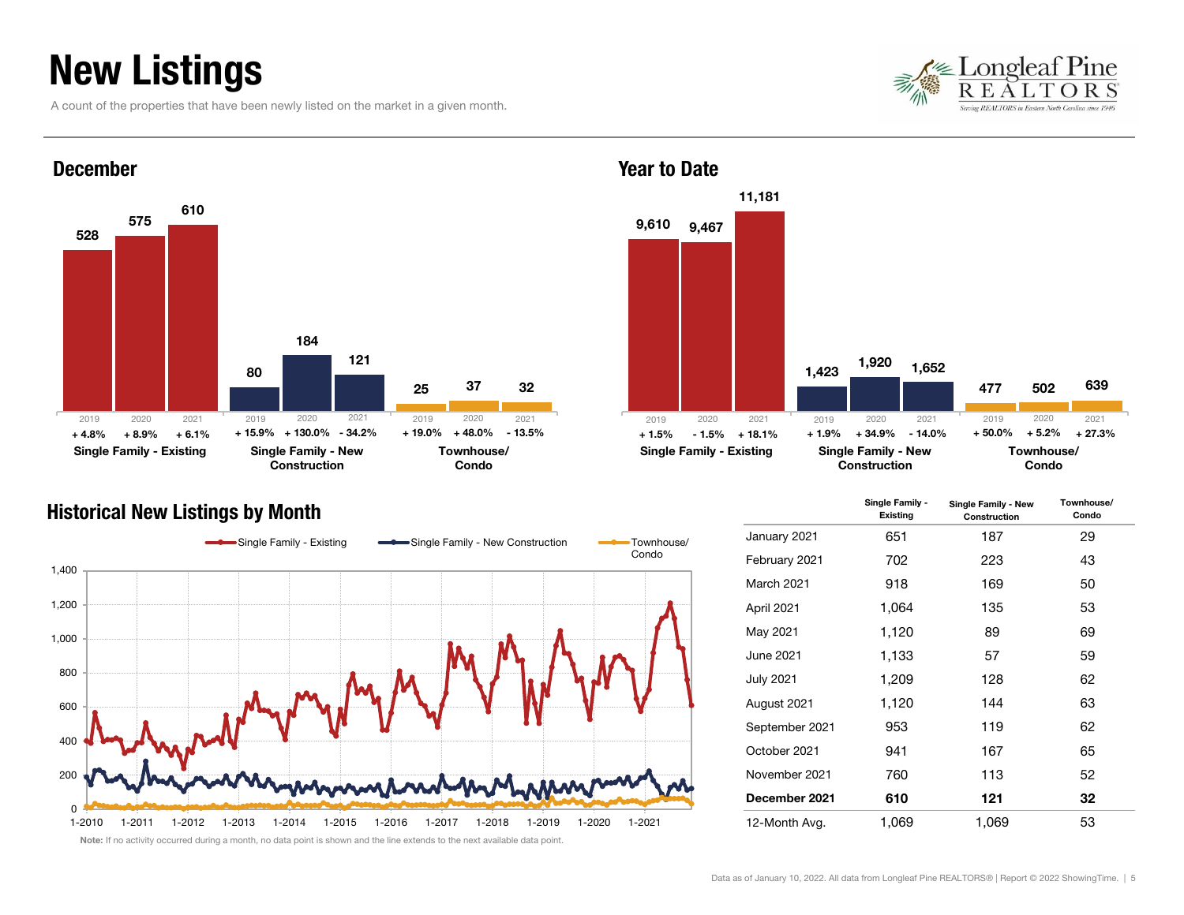# New Listings

A count of the properties that have been newly listed on the market in a given month.

## December

| | 2019 | 2020 | 2021 |
|---|---|---|---|
| Single Family - Existing | 528 | 575 | 610 |
| Change | + 4.8% | + 8.9% | + 6.1% |
| Single Family - New Construction | 80 | 184 | 121 |
| Change | + 15.9% | + 130.0% | - 34.2% |
| Townhouse/ Condo | 25 | 37 | 32 |
| Change | + 19.0% | + 48.0% | - 13.5% |

## Year to Date

| | 2019 | 2020 | 2021 |
|---|---|---|---|
| Single Family - Existing | 9,610 | 9,467 | 11,181 |
| Change | + 1.5% | - 1.5% | + 18.1% |
| Single Family - New Construction | 1,423 | 1,920 | 1,652 |
| Change | + 1.9% | + 34.9% | - 14.0% |
| Townhouse/ Condo | 477 | 502 | 639 |
| Change | + 50.0% | + 5.2% | + 27.3% |

## Historical New Listings by Month

Single Family - Existing · Single Family - New Construction · Townhouse/ Condo

**Note:** If no activity occurred during a month, no data point is shown and the line extends to the next available data point.

| | Single Family - Existing | Single Family - New Construction | Townhouse/ Condo |
|---|---|---|---|
| January 2021 | 651 | 187 | 29 |
| February 2021 | 702 | 223 | 43 |
| March 2021 | 918 | 169 | 50 |
| April 2021 | 1,064 | 135 | 53 |
| May 2021 | 1,120 | 89 | 69 |
| June 2021 | 1,133 | 57 | 59 |
| July 2021 | 1,209 | 128 | 62 |
| August 2021 | 1,120 | 144 | 63 |
| September 2021 | 953 | 119 | 62 |
| October 2021 | 941 | 167 | 65 |
| November 2021 | 760 | 113 | 52 |
| **December 2021** | **610** | **121** | **32** |
| 12-Month Avg. | 1,069 | 1,069 | 53 |

Data as of January 10, 2022. All data from Longleaf Pine REALTORS® | Report © 2022 ShowingTime.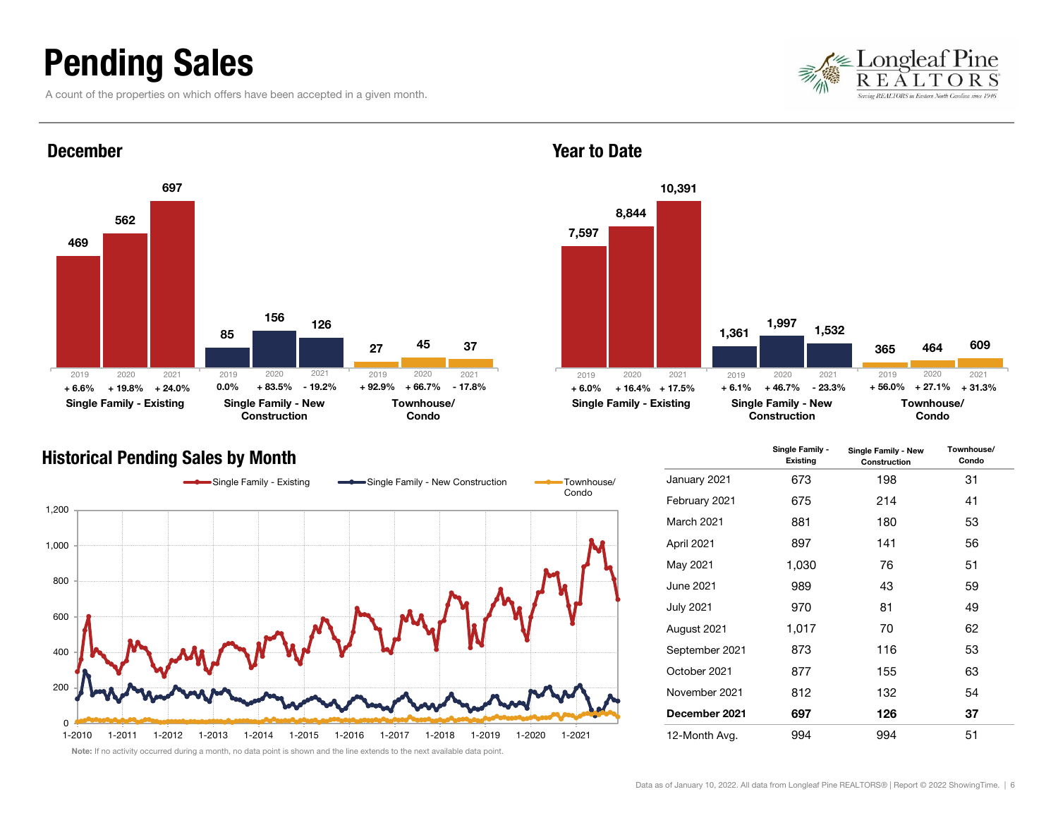# Pending Sales

A count of the properties on which offers have been accepted in a given month.

## December

| | 2019 | 2020 | 2021 |
|---|---|---|---|
| Single Family - Existing | 469 | 562 | 697 |
| | + 6.6% | + 19.8% | + 24.0% |
| Single Family - New Construction | 85 | 156 | 126 |
| | 0.0% | + 83.5% | - 19.2% |
| Townhouse/ Condo | 27 | 45 | 37 |
| | + 92.9% | + 66.7% | - 17.8% |

## Year to Date

| | 2019 | 2020 | 2021 |
|---|---|---|---|
| Single Family - Existing | 7,597 | 8,844 | 10,391 |
| | + 6.0% | + 16.4% | + 17.5% |
| Single Family - New Construction | 1,361 | 1,997 | 1,532 |
| | + 6.1% | + 46.7% | - 23.3% |
| Townhouse/ Condo | 365 | 464 | 609 |
| | + 56.0% | + 27.1% | + 31.3% |

## Historical Pending Sales by Month

Single Family - Existing | Single Family - New Construction | Townhouse/ Condo

Note: If no activity occurred during a month, no data point is shown and the line extends to the next available data point.

| | Single Family - Existing | Single Family - New Construction | Townhouse/ Condo |
|---|---|---|---|
| January 2021 | 673 | 198 | 31 |
| February 2021 | 675 | 214 | 41 |
| March 2021 | 881 | 180 | 53 |
| April 2021 | 897 | 141 | 56 |
| May 2021 | 1,030 | 76 | 51 |
| June 2021 | 989 | 43 | 59 |
| July 2021 | 970 | 81 | 49 |
| August 2021 | 1,017 | 70 | 62 |
| September 2021 | 873 | 116 | 53 |
| October 2021 | 877 | 155 | 63 |
| November 2021 | 812 | 132 | 54 |
| **December 2021** | **697** | **126** | **37** |
| 12-Month Avg. | 994 | 994 | 51 |

Data as of January 10, 2022. All data from Longleaf Pine REALTORS® | Report © 2022 ShowingTime.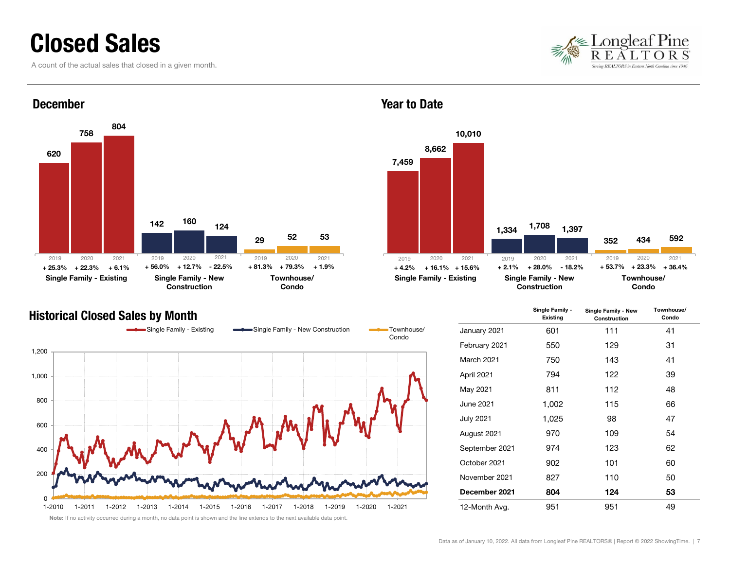# Closed Sales

A count of the actual sales that closed in a given month.

## December

| | 2019 | 2020 | 2021 |
|---|---|---|---|
| Single Family - Existing | 620 | 758 | 804 |
| Change | + 25.3% | + 22.3% | + 6.1% |
| Single Family - New Construction | 142 | 160 | 124 |
| Change | + 56.0% | + 12.7% | - 22.5% |
| Townhouse/ Condo | 29 | 52 | 53 |
| Change | + 81.3% | + 79.3% | + 1.9% |

## Year to Date

| | 2019 | 2020 | 2021 |
|---|---|---|---|
| Single Family - Existing | 7,459 | 8,662 | 10,010 |
| Change | + 4.2% | + 16.1% | + 15.6% |
| Single Family - New Construction | 1,334 | 1,708 | 1,397 |
| Change | + 2.1% | + 28.0% | - 18.2% |
| Townhouse/ Condo | 352 | 434 | 592 |
| Change | + 53.7% | + 23.3% | + 36.4% |

## Historical Closed Sales by Month

| | Single Family - Existing | Single Family - New Construction | Townhouse/ Condo |
|---|---|---|---|
| January 2021 | 601 | 111 | 41 |
| February 2021 | 550 | 129 | 31 |
| March 2021 | 750 | 143 | 41 |
| April 2021 | 794 | 122 | 39 |
| May 2021 | 811 | 112 | 48 |
| June 2021 | 1,002 | 115 | 66 |
| July 2021 | 1,025 | 98 | 47 |
| August 2021 | 970 | 109 | 54 |
| September 2021 | 974 | 123 | 62 |
| October 2021 | 902 | 101 | 60 |
| November 2021 | 827 | 110 | 50 |
| **December 2021** | **804** | **124** | **53** |
| 12-Month Avg. | 951 | 951 | 49 |

**Note:** If no activity occurred during a month, no data point is shown and the line extends to the next available data point.

Data as of January 10, 2022. All data from Longleaf Pine REALTORS® | Report © 2022 ShowingTime.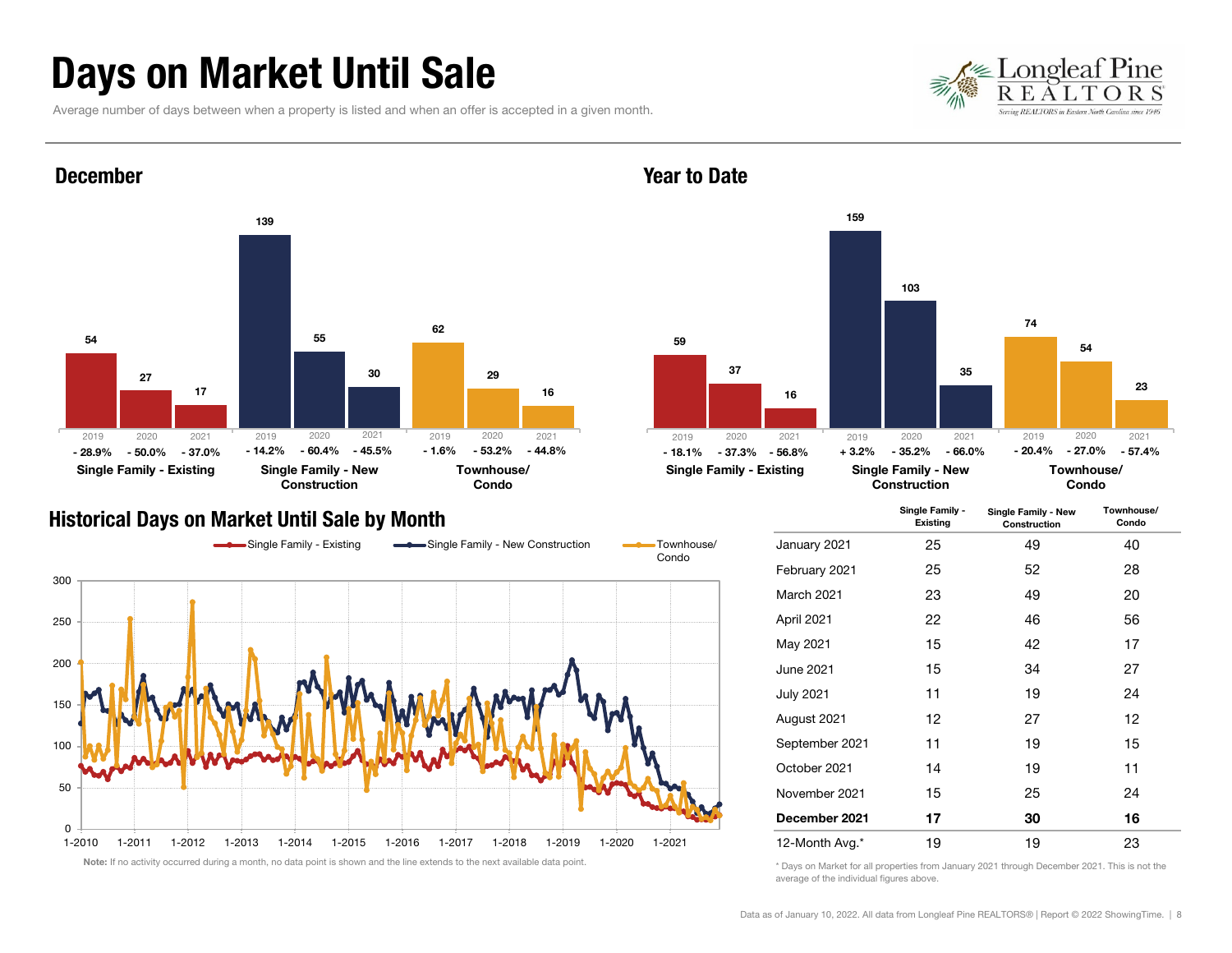# Days on Market Until Sale

Average number of days between when a property is listed and when an offer is accepted in a given month.

## December

| | 2019 | 2020 | 2021 |
|---|---|---|---|
| Single Family - Existing | 54 | 27 | 17 |
| | - 28.9% | - 50.0% | - 37.0% |
| Single Family - New Construction | 139 | 55 | 30 |
| | - 14.2% | - 60.4% | - 45.5% |
| Townhouse/ Condo | 62 | 29 | 16 |
| | - 1.6% | - 53.2% | - 44.8% |

## Year to Date

| | 2019 | 2020 | 2021 |
|---|---|---|---|
| Single Family - Existing | 59 | 37 | 16 |
| | - 18.1% | - 37.3% | - 56.8% |
| Single Family - New Construction | 159 | 103 | 35 |
| | + 3.2% | - 35.2% | - 66.0% |
| Townhouse/ Condo | 74 | 54 | 23 |
| | - 20.4% | - 27.0% | - 57.4% |

## Historical Days on Market Until Sale by Month

Single Family - Existing | Single Family - New Construction | Townhouse/ Condo

Note: If no activity occurred during a month, no data point is shown and the line extends to the next available data point.

| | Single Family - Existing | Single Family - New Construction | Townhouse/ Condo |
|---|---|---|---|
| January 2021 | 25 | 49 | 40 |
| February 2021 | 25 | 52 | 28 |
| March 2021 | 23 | 49 | 20 |
| April 2021 | 22 | 46 | 56 |
| May 2021 | 15 | 42 | 17 |
| June 2021 | 15 | 34 | 27 |
| July 2021 | 11 | 19 | 24 |
| August 2021 | 12 | 27 | 12 |
| September 2021 | 11 | 19 | 15 |
| October 2021 | 14 | 19 | 11 |
| November 2021 | 15 | 25 | 24 |
| **December 2021** | **17** | **30** | **16** |
| 12-Month Avg.* | 19 | 19 | 23 |

\* Days on Market for all properties from January 2021 through December 2021. This is not the average of the individual figures above.

Data as of January 10, 2022. All data from Longleaf Pine REALTORS® | Report © 2022 ShowingTime.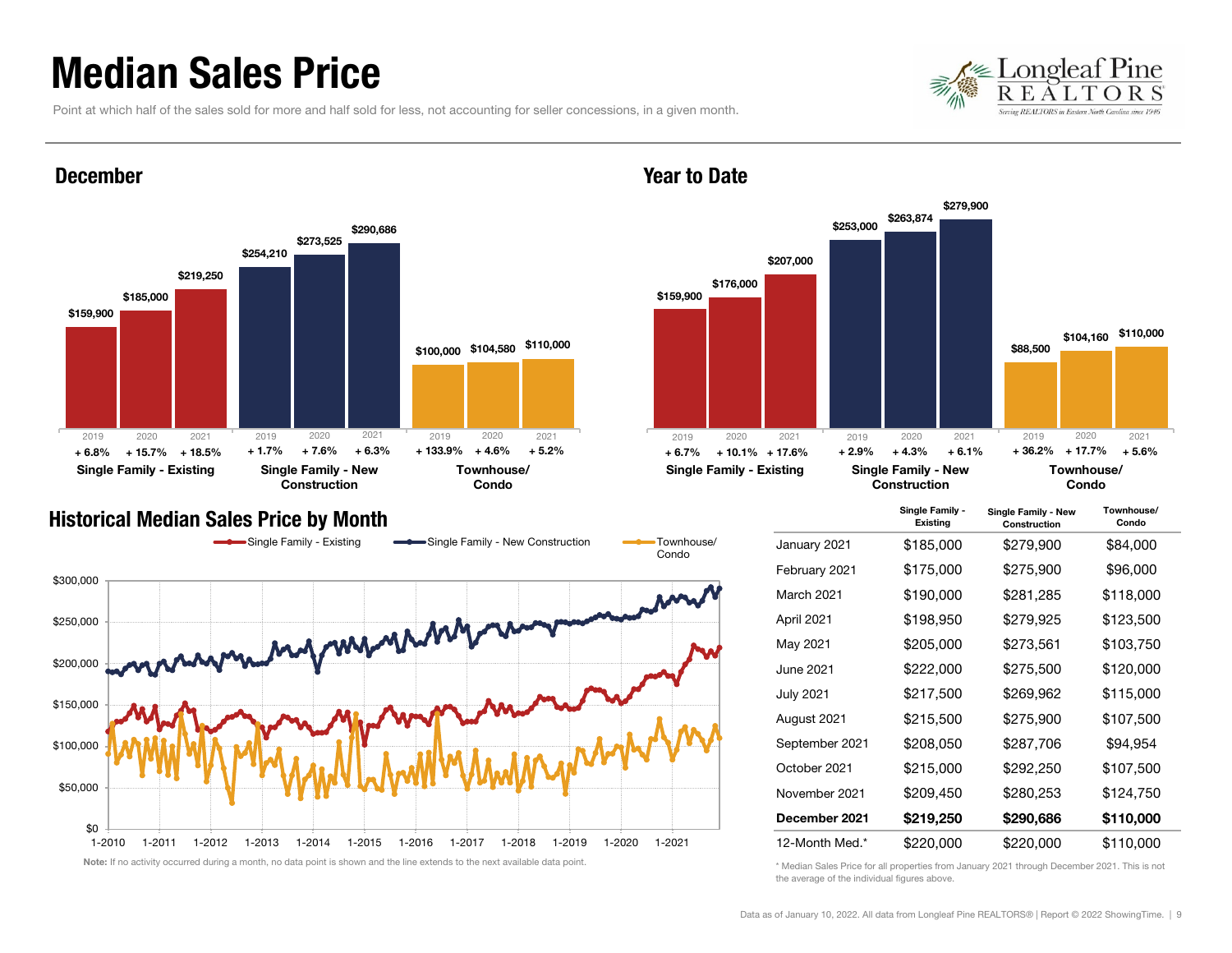# Median Sales Price

Point at which half of the sales sold for more and half sold for less, not accounting for seller concessions, in a given month.

## December

| | 2019 | 2020 | 2021 |
|---|---|---|---|
| Single Family - Existing | $159,900 (+ 6.8%) | $185,000 (+ 15.7%) | $219,250 (+ 18.5%) |
| Single Family - New Construction | $254,210 (+ 1.7%) | $273,525 (+ 7.6%) | $290,686 (+ 6.3%) |
| Townhouse/ Condo | $100,000 (+ 133.9%) | $104,580 (+ 4.6%) | $110,000 (+ 5.2%) |

## Year to Date

| | 2019 | 2020 | 2021 |
|---|---|---|---|
| Single Family - Existing | $159,900 (+ 6.7%) | $176,000 (+ 10.1%) | $207,000 (+ 17.6%) |
| Single Family - New Construction | $253,000 (+ 2.9%) | $263,874 (+ 4.3%) | $279,900 (+ 6.1%) |
| Townhouse/ Condo | $88,500 (+ 36.2%) | $104,160 (+ 17.7%) | $110,000 (+ 5.6%) |

## Historical Median Sales Price by Month

Single Family - Existing | Single Family - New Construction | Townhouse/ Condo

**Note:** If no activity occurred during a month, no data point is shown and the line extends to the next available data point.

| | Single Family - Existing | Single Family - New Construction | Townhouse/ Condo |
|---|---|---|---|
| January 2021 | $185,000 | $279,900 | $84,000 |
| February 2021 | $175,000 | $275,900 | $96,000 |
| March 2021 | $190,000 | $281,285 | $118,000 |
| April 2021 | $198,950 | $279,925 | $123,500 |
| May 2021 | $205,000 | $273,561 | $103,750 |
| June 2021 | $222,000 | $275,500 | $120,000 |
| July 2021 | $217,500 | $269,962 | $115,000 |
| August 2021 | $215,500 | $275,900 | $107,500 |
| September 2021 | $208,050 | $287,706 | $94,954 |
| October 2021 | $215,000 | $292,250 | $107,500 |
| November 2021 | $209,450 | $280,253 | $124,750 |
| **December 2021** | **$219,250** | **$290,686** | **$110,000** |
| 12-Month Med.* | $220,000 | $220,000 | $110,000 |

\* Median Sales Price for all properties from January 2021 through December 2021. This is not the average of the individual figures above.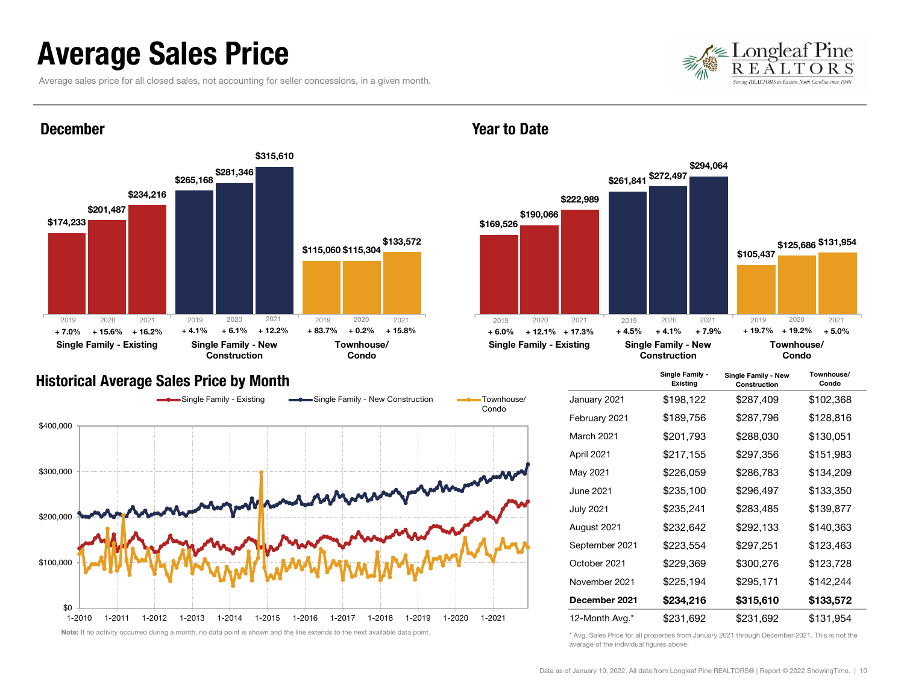# Average Sales Price

Average sales price for all closed sales, not accounting for seller concessions, in a given month.

## December

| | 2019 | 2020 | 2021 |
|---|---|---|---|
| Single Family - Existing | $174,233 (+ 7.0%) | $201,487 (+ 15.6%) | $234,216 (+ 16.2%) |
| Single Family - New Construction | $265,168 (+ 4.1%) | $281,346 (+ 6.1%) | $315,610 (+ 12.2%) |
| Townhouse/ Condo | $115,060 (+ 83.7%) | $115,304 (+ 0.2%) | $133,572 (+ 15.8%) |

## Year to Date

| | 2019 | 2020 | 2021 |
|---|---|---|---|
| Single Family - Existing | $169,526 (+ 6.0%) | $190,066 (+ 12.1%) | $222,989 (+ 17.3%) |
| Single Family - New Construction | $261,841 (+ 4.5%) | $272,497 (+ 4.1%) | $294,064 (+ 7.9%) |
| Townhouse/ Condo | $105,437 (+ 19.7%) | $125,686 (+ 19.2%) | $131,954 (+ 5.0%) |

## Historical Average Sales Price by Month

Single Family - Existing | Single Family - New Construction | Townhouse/ Condo

**Note:** If no activity occurred during a month, no data point is shown and the line extends to the next available data point.

| | Single Family - Existing | Single Family - New Construction | Townhouse/ Condo |
|---|---|---|---|
| January 2021 | $198,122 | $287,409 | $102,368 |
| February 2021 | $189,756 | $287,796 | $128,816 |
| March 2021 | $201,793 | $288,030 | $130,051 |
| April 2021 | $217,155 | $297,356 | $151,983 |
| May 2021 | $226,059 | $286,783 | $134,209 |
| June 2021 | $235,100 | $296,497 | $133,350 |
| July 2021 | $235,241 | $283,485 | $139,877 |
| August 2021 | $232,642 | $292,133 | $140,363 |
| September 2021 | $223,554 | $297,251 | $123,463 |
| October 2021 | $229,369 | $300,276 | $123,728 |
| November 2021 | $225,194 | $295,171 | $142,244 |
| **December 2021** | **$234,216** | **$315,610** | **$133,572** |
| 12-Month Avg.* | $231,692 | $231,692 | $131,954 |

\* Avg. Sales Price for all properties from January 2021 through December 2021. This is not the average of the individual figures above.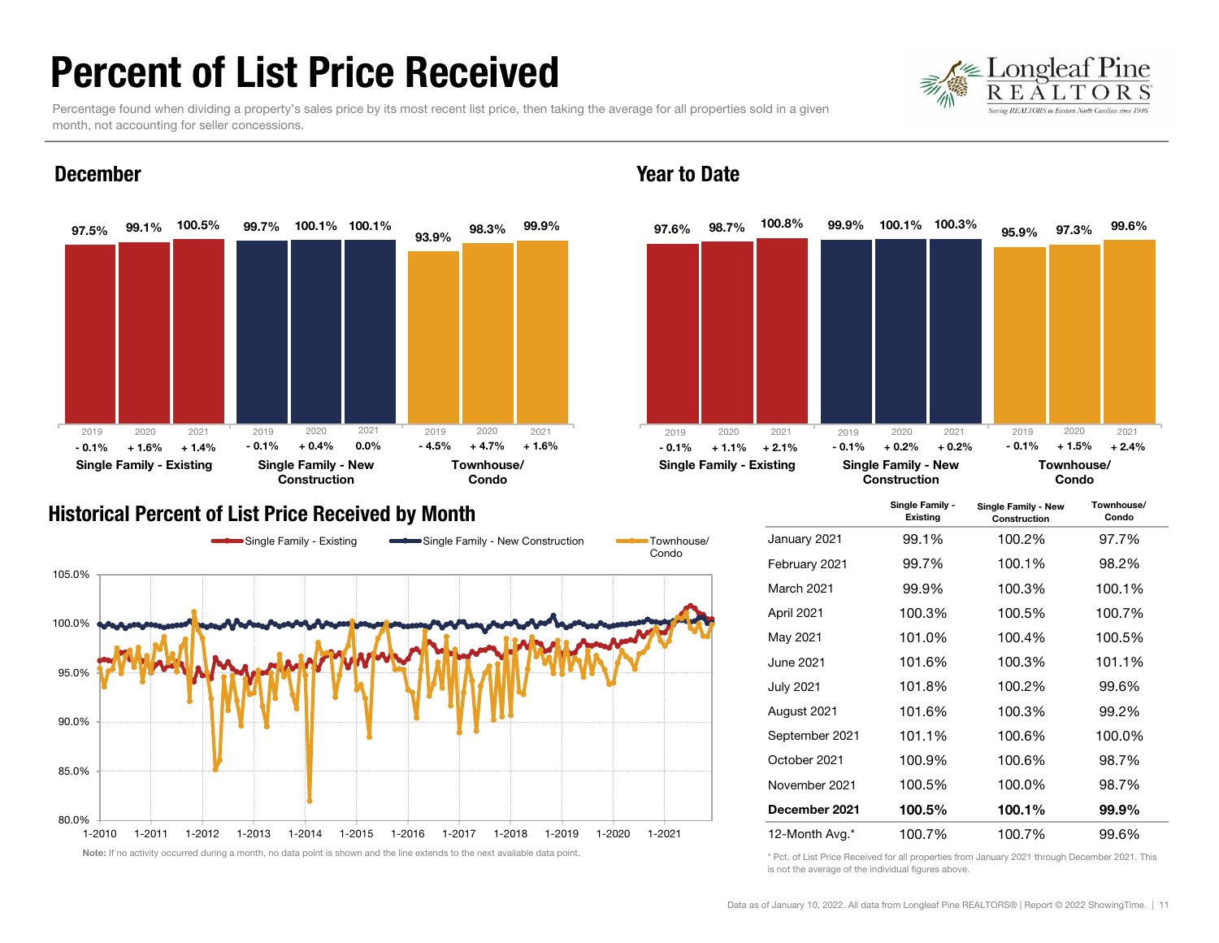# Percent of List Price Received

Percentage found when dividing a property's sales price by its most recent list price, then taking the average for all properties sold in a given month, not accounting for seller concessions.

## December

| | 2019 | 2020 | 2021 |
|---|---|---|---|
| Single Family - Existing | 97.5% (- 0.1%) | 99.1% (+ 1.6%) | 100.5% (+ 1.4%) |
| Single Family - New Construction | 99.7% (- 0.1%) | 100.1% (+ 0.4%) | 100.1% (0.0%) |
| Townhouse/ Condo | 93.9% (- 4.5%) | 98.3% (+ 4.7%) | 99.9% (+ 1.6%) |

## Year to Date

| | 2019 | 2020 | 2021 |
|---|---|---|---|
| Single Family - Existing | 97.6% (- 0.1%) | 98.7% (+ 1.1%) | 100.8% (+ 2.1%) |
| Single Family - New Construction | 99.9% (- 0.1%) | 100.1% (+ 0.2%) | 100.3% (+ 0.2%) |
| Townhouse/ Condo | 95.9% (- 0.1%) | 97.3% (+ 1.5%) | 99.6% (+ 2.4%) |

## Historical Percent of List Price Received by Month

Single Family - Existing | Single Family - New Construction | Townhouse/ Condo

**Note:** If no activity occurred during a month, no data point is shown and the line extends to the next available data point.

| | Single Family - Existing | Single Family - New Construction | Townhouse/ Condo |
|---|---|---|---|
| January 2021 | 99.1% | 100.2% | 97.7% |
| February 2021 | 99.7% | 100.1% | 98.2% |
| March 2021 | 99.9% | 100.3% | 100.1% |
| April 2021 | 100.3% | 100.5% | 100.7% |
| May 2021 | 101.0% | 100.4% | 100.5% |
| June 2021 | 101.6% | 100.3% | 101.1% |
| July 2021 | 101.8% | 100.2% | 99.6% |
| August 2021 | 101.6% | 100.3% | 99.2% |
| September 2021 | 101.1% | 100.6% | 100.0% |
| October 2021 | 100.9% | 100.6% | 98.7% |
| November 2021 | 100.5% | 100.0% | 98.7% |
| **December 2021** | **100.5%** | **100.1%** | **99.9%** |
| 12-Month Avg.* | 100.7% | 100.7% | 99.6% |

\* Pct. of List Price Received for all properties from January 2021 through December 2021. This is not the average of the individual figures above.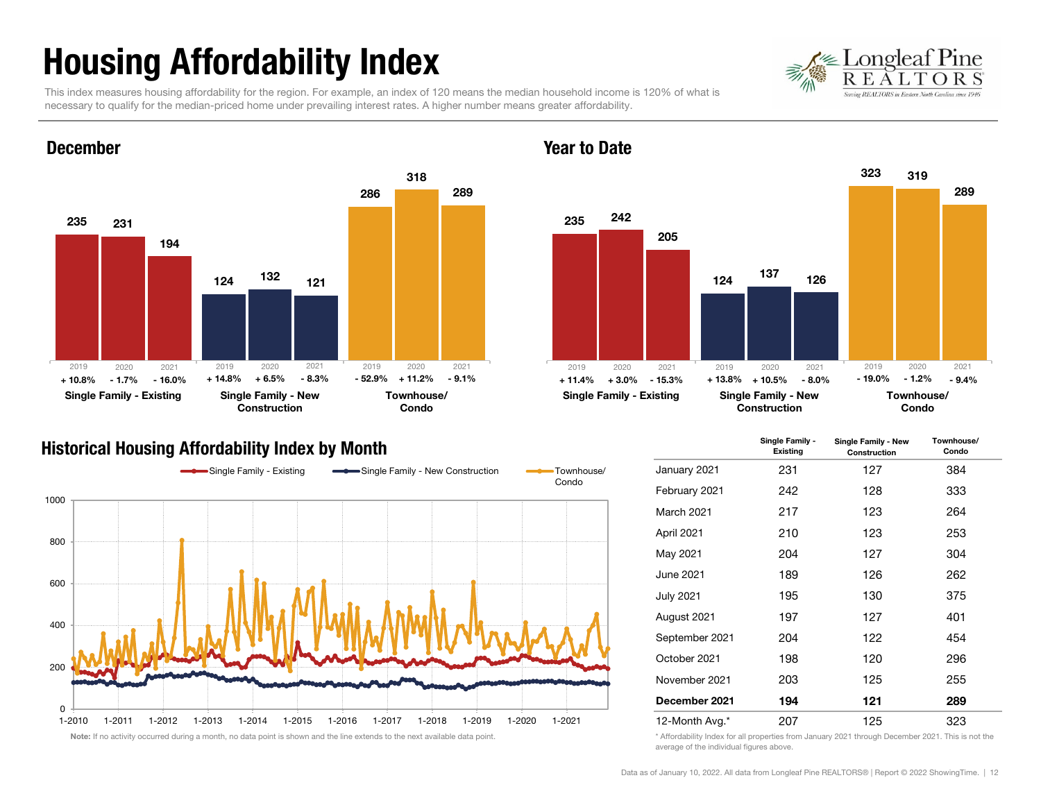# Housing Affordability Index

This index measures housing affordability for the region. For example, an index of 120 means the median household income is 120% of what is necessary to qualify for the median-priced home under prevailing interest rates. A higher number means greater affordability.

## December

| | 2019 | 2020 | 2021 |
|---|---|---|---|
| Single Family - Existing | 235 (+ 10.8%) | 231 (- 1.7%) | 194 (- 16.0%) |
| Single Family - New Construction | 124 (+ 14.8%) | 132 (+ 6.5%) | 121 (- 8.3%) |
| Townhouse/ Condo | 286 (- 52.9%) | 318 (+ 11.2%) | 289 (- 9.1%) |

## Year to Date

| | 2019 | 2020 | 2021 |
|---|---|---|---|
| Single Family - Existing | 235 (+ 11.4%) | 242 (+ 3.0%) | 205 (- 15.3%) |
| Single Family - New Construction | 124 (+ 13.8%) | 137 (+ 10.5%) | 126 (- 8.0%) |
| Townhouse/ Condo | 323 (- 19.0%) | 319 (- 1.2%) | 289 (- 9.4%) |

## Historical Housing Affordability Index by Month

Note: If no activity occurred during a month, no data point is shown and the line extends to the next available data point.

| | Single Family - Existing | Single Family - New Construction | Townhouse/ Condo |
|---|---|---|---|
| January 2021 | 231 | 127 | 384 |
| February 2021 | 242 | 128 | 333 |
| March 2021 | 217 | 123 | 264 |
| April 2021 | 210 | 123 | 253 |
| May 2021 | 204 | 127 | 304 |
| June 2021 | 189 | 126 | 262 |
| July 2021 | 195 | 130 | 375 |
| August 2021 | 197 | 127 | 401 |
| September 2021 | 204 | 122 | 454 |
| October 2021 | 198 | 120 | 296 |
| November 2021 | 203 | 125 | 255 |
| **December 2021** | **194** | **121** | **289** |
| 12-Month Avg.* | 207 | 125 | 323 |

\* Affordability Index for all properties from January 2021 through December 2021. This is not the average of the individual figures above.

Data as of January 10, 2022. All data from Longleaf Pine REALTORS® | Report © 2022 ShowingTime.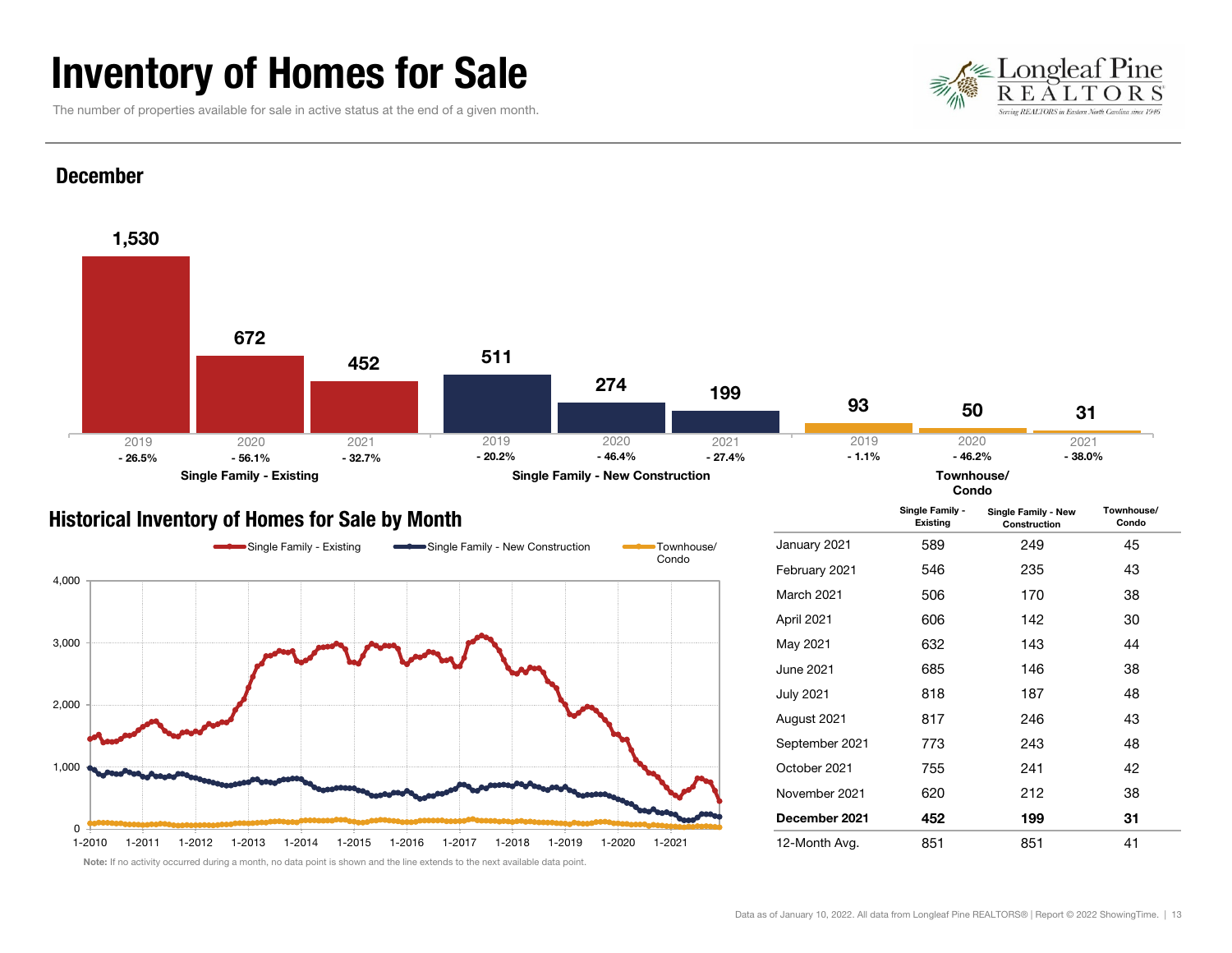# Inventory of Homes for Sale

The number of properties available for sale in active status at the end of a given month.

## December

| | 2019 | 2020 | 2021 |
|---|---|---|---|
| Single Family - Existing | 1,530 (- 26.5%) | 672 (- 56.1%) | 452 (- 32.7%) |
| Single Family - New Construction | 511 (- 20.2%) | 274 (- 46.4%) | 199 (- 27.4%) |
| Townhouse/ Condo | 93 (- 1.1%) | 50 (- 46.2%) | 31 (- 38.0%) |

## Historical Inventory of Homes for Sale by Month

Single Family - Existing | Single Family - New Construction | Townhouse/ Condo

**Note:** If no activity occurred during a month, no data point is shown and the line extends to the next available data point.

| | Single Family - Existing | Single Family - New Construction | Townhouse/ Condo |
|---|---|---|---|
| January 2021 | 589 | 249 | 45 |
| February 2021 | 546 | 235 | 43 |
| March 2021 | 506 | 170 | 38 |
| April 2021 | 606 | 142 | 30 |
| May 2021 | 632 | 143 | 44 |
| June 2021 | 685 | 146 | 38 |
| July 2021 | 818 | 187 | 48 |
| August 2021 | 817 | 246 | 43 |
| September 2021 | 773 | 243 | 48 |
| October 2021 | 755 | 241 | 42 |
| November 2021 | 620 | 212 | 38 |
| **December 2021** | **452** | **199** | **31** |
| 12-Month Avg. | 851 | 851 | 41 |

Data as of January 10, 2022. All data from Longleaf Pine REALTORS® | Report © 2022 ShowingTime.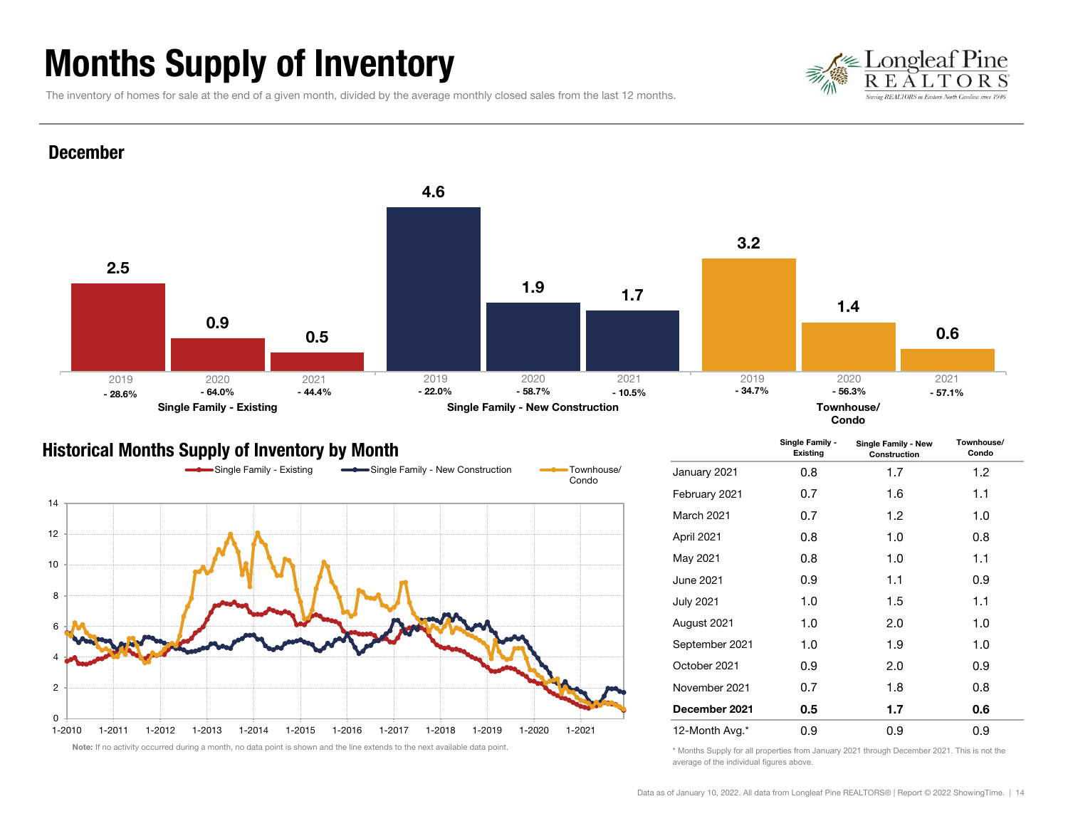# Months Supply of Inventory

The inventory of homes for sale at the end of a given month, divided by the average monthly closed sales from the last 12 months.

## December

| | 2019 | 2020 | 2021 |
|---|---|---|---|
| Single Family - Existing | 2.5 (- 28.6%) | 0.9 (- 64.0%) | 0.5 (- 44.4%) |
| Single Family - New Construction | 4.6 (- 22.0%) | 1.9 (- 58.7%) | 1.7 (- 10.5%) |
| Townhouse/ Condo | 3.2 (- 34.7%) | 1.4 (- 56.3%) | 0.6 (- 57.1%) |

## Historical Months Supply of Inventory by Month

Single Family - Existing | Single Family - New Construction | Townhouse/ Condo

**Note:** If no activity occurred during a month, no data point is shown and the line extends to the next available data point.

| | Single Family - Existing | Single Family - New Construction | Townhouse/ Condo |
|---|---|---|---|
| January 2021 | 0.8 | 1.7 | 1.2 |
| February 2021 | 0.7 | 1.6 | 1.1 |
| March 2021 | 0.7 | 1.2 | 1.0 |
| April 2021 | 0.8 | 1.0 | 0.8 |
| May 2021 | 0.8 | 1.0 | 1.1 |
| June 2021 | 0.9 | 1.1 | 0.9 |
| July 2021 | 1.0 | 1.5 | 1.1 |
| August 2021 | 1.0 | 2.0 | 1.0 |
| September 2021 | 1.0 | 1.9 | 1.0 |
| October 2021 | 0.9 | 2.0 | 0.9 |
| November 2021 | 0.7 | 1.8 | 0.8 |
| **December 2021** | **0.5** | **1.7** | **0.6** |
| 12-Month Avg.* | 0.9 | 0.9 | 0.9 |

\* Months Supply for all properties from January 2021 through December 2021. This is not the average of the individual figures above.

Data as of January 10, 2022. All data from Longleaf Pine REALTORS® | Report © 2022 ShowingTime.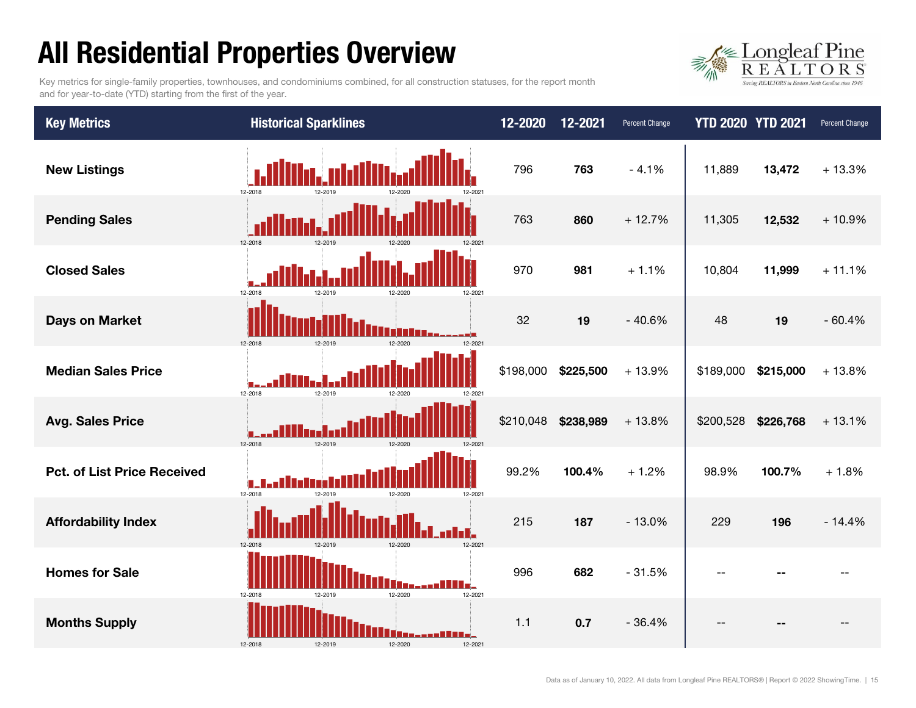# All Residential Properties Overview

Key metrics for single-family properties, townhouses, and condominiums combined, for all construction statuses, for the report month and for year-to-date (YTD) starting from the first of the year.

| Key Metrics | Historical Sparklines | 12-2020 | 12-2021 | Percent Change | YTD 2020 | YTD 2021 | Percent Change |
|---|---|---|---|---|---|---|---|
| **New Listings** | 12-2018 12-2019 12-2020 12-2021 | 796 | **763** | - 4.1% | 11,889 | **13,472** | + 13.3% |
| **Pending Sales** | 12-2018 12-2019 12-2020 12-2021 | 763 | **860** | + 12.7% | 11,305 | **12,532** | + 10.9% |
| **Closed Sales** | 12-2018 12-2019 12-2020 12-2021 | 970 | **981** | + 1.1% | 10,804 | **11,999** | + 11.1% |
| **Days on Market** | 12-2018 12-2019 12-2020 12-2021 | 32 | **19** | - 40.6% | 48 | **19** | - 60.4% |
| **Median Sales Price** | 12-2018 12-2019 12-2020 12-2021 | $198,000 | **$225,500** | + 13.9% | $189,000 | **$215,000** | + 13.8% |
| **Avg. Sales Price** | 12-2018 12-2019 12-2020 12-2021 | $210,048 | **$238,989** | + 13.8% | $200,528 | **$226,768** | + 13.1% |
| **Pct. of List Price Received** | 12-2018 12-2019 12-2020 12-2021 | 99.2% | **100.4%** | + 1.2% | 98.9% | **100.7%** | + 1.8% |
| **Affordability Index** | 12-2018 12-2019 12-2020 12-2021 | 215 | **187** | - 13.0% | 229 | **196** | - 14.4% |
| **Homes for Sale** | 12-2018 12-2019 12-2020 12-2021 | 996 | **682** | - 31.5% | -- | **--** | -- |
| **Months Supply** | 12-2018 12-2019 12-2020 12-2021 | 1.1 | **0.7** | - 36.4% | -- | **--** | -- |

Data as of January 10, 2022. All data from Longleaf Pine REALTORS® | Report © 2022 ShowingTime.